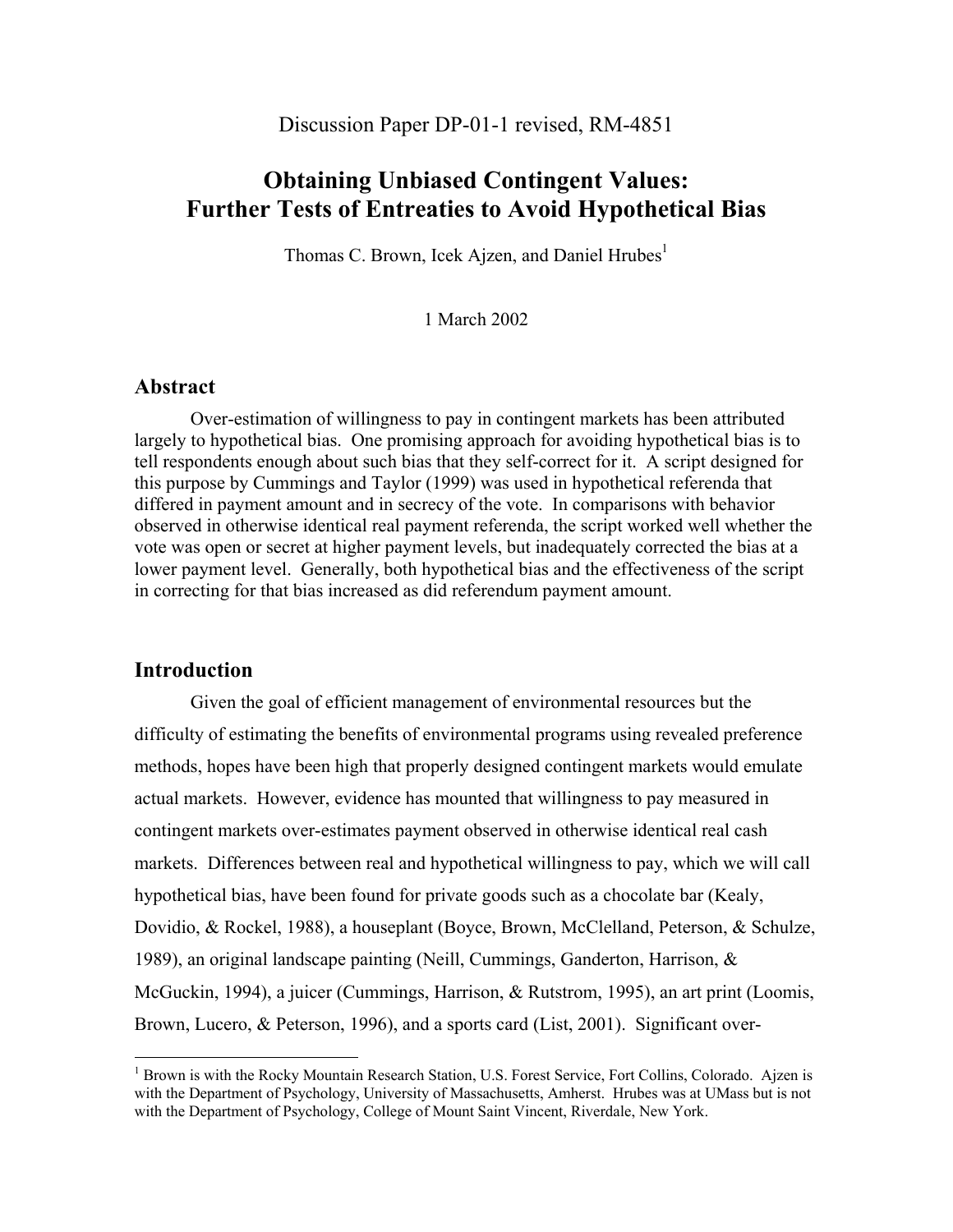Discussion Paper DP-01-1 revised, RM-4851

# Obtaining Unbiased Contingent Values: Further Tests of Entreaties to Avoid Hypothetical Bias

Thomas C. Brown, Icek Ajzen, and Daniel Hrubes[1]

1 March 2002

## Abstract

Over-estimation of willingness to pay in contingent markets has been attributed largely to hypothetical bias. One promising approach for avoiding hypothetical bias is to tell respondents enough about such bias that they self-correct for it. A script designed for this purpose by Cummings and Taylor (1999) was used in hypothetical referenda that differed in payment amount and in secrecy of the vote. In comparisons with behavior observed in otherwise identical real payment referenda, the script worked well whether the vote was open or secret at higher payment levels, but inadequately corrected the bias at a lower payment level. Generally, both hypothetical bias and the effectiveness of the script in correcting for that bias increased as did referendum payment amount.

## Introduction

Given the goal of efficient management of environmental resources but the difficulty of estimating the benefits of environmental programs using revealed preference methods, hopes have been high that properly designed contingent markets would emulate actual markets. However, evidence has mounted that willingness to pay measured in contingent markets over-estimates payment observed in otherwise identical real cash markets. Differences between real and hypothetical willingness to pay, which we will call hypothetical bias, have been found for private goods such as a chocolate bar (Kealy, Dovidio, & Rockel, 1988), a houseplant (Boyce, Brown, McClelland, Peterson, & Schulze, 1989), an original landscape painting (Neill, Cummings, Ganderton, Harrison, & McGuckin, 1994), a juicer (Cummings, Harrison, & Rutstrom, 1995), an art print (Loomis, Brown, Lucero, & Peterson, 1996), and a sports card (List, 2001). Significant over-

[1] Brown is with the Rocky Mountain Research Station, U.S. Forest Service, Fort Collins, Colorado. Ajzen is with the Department of Psychology, University of Massachusetts, Amherst. Hrubes was at UMass but is not with the Department of Psychology, College of Mount Saint Vincent, Riverdale, New York.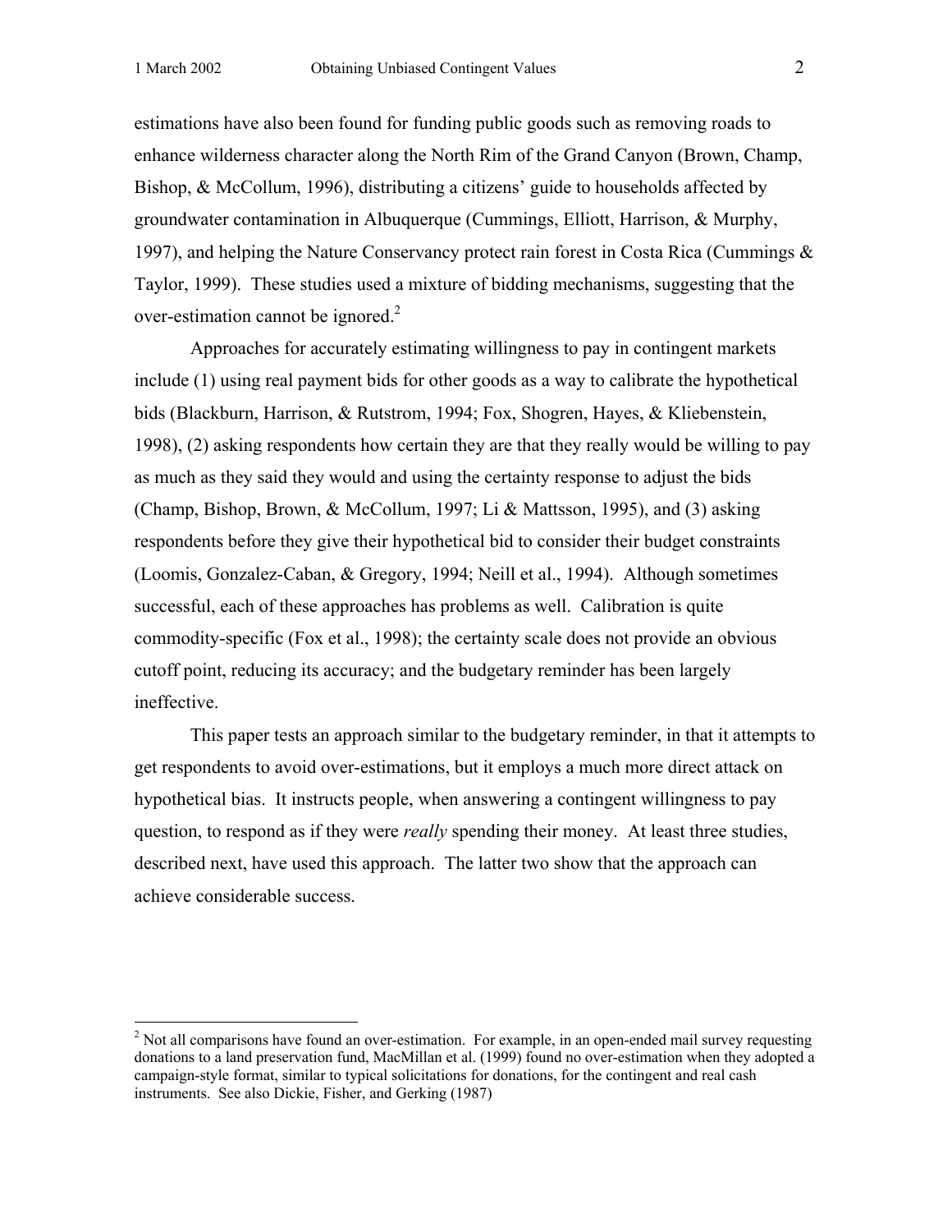estimations have also been found for funding public goods such as removing roads to enhance wilderness character along the North Rim of the Grand Canyon (Brown, Champ, Bishop, & McCollum, 1996), distributing a citizens' guide to households affected by groundwater contamination in Albuquerque (Cummings, Elliott, Harrison, & Murphy, 1997), and helping the Nature Conservancy protect rain forest in Costa Rica (Cummings & Taylor, 1999). These studies used a mixture of bidding mechanisms, suggesting that the over-estimation cannot be ignored.[2]

Approaches for accurately estimating willingness to pay in contingent markets include (1) using real payment bids for other goods as a way to calibrate the hypothetical bids (Blackburn, Harrison, & Rutstrom, 1994; Fox, Shogren, Hayes, & Kliebenstein, 1998), (2) asking respondents how certain they are that they really would be willing to pay as much as they said they would and using the certainty response to adjust the bids (Champ, Bishop, Brown, & McCollum, 1997; Li & Mattsson, 1995), and (3) asking respondents before they give their hypothetical bid to consider their budget constraints (Loomis, Gonzalez-Caban, & Gregory, 1994; Neill et al., 1994). Although sometimes successful, each of these approaches has problems as well. Calibration is quite commodity-specific (Fox et al., 1998); the certainty scale does not provide an obvious cutoff point, reducing its accuracy; and the budgetary reminder has been largely ineffective.

This paper tests an approach similar to the budgetary reminder, in that it attempts to get respondents to avoid over-estimations, but it employs a much more direct attack on hypothetical bias. It instructs people, when answering a contingent willingness to pay question, to respond as if they were *really* spending their money. At least three studies, described next, have used this approach. The latter two show that the approach can achieve considerable success.

[2] Not all comparisons have found an over-estimation. For example, in an open-ended mail survey requesting donations to a land preservation fund, MacMillan et al. (1999) found no over-estimation when they adopted a campaign-style format, similar to typical solicitations for donations, for the contingent and real cash instruments. See also Dickie, Fisher, and Gerking (1987)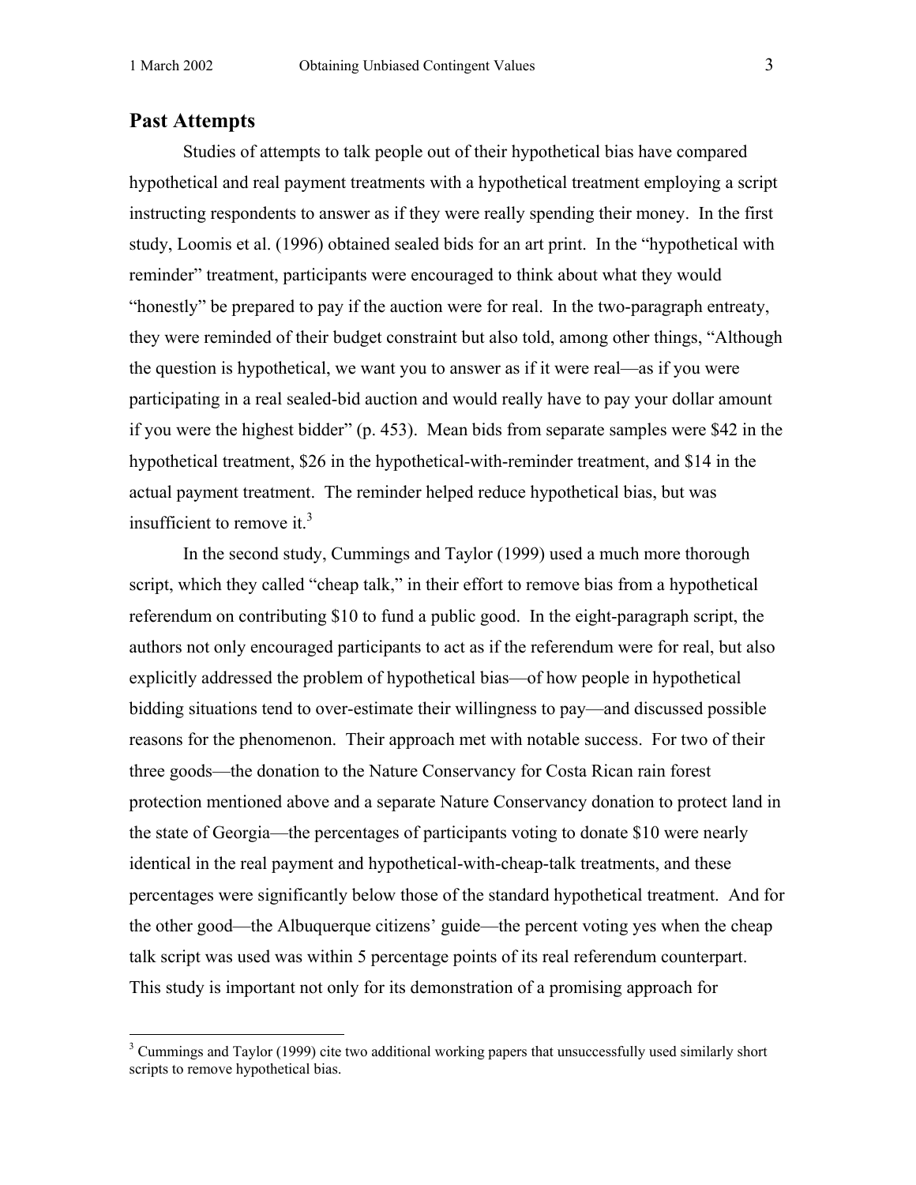## Past Attempts

Studies of attempts to talk people out of their hypothetical bias have compared hypothetical and real payment treatments with a hypothetical treatment employing a script instructing respondents to answer as if they were really spending their money. In the first study, Loomis et al. (1996) obtained sealed bids for an art print. In the "hypothetical with reminder" treatment, participants were encouraged to think about what they would "honestly" be prepared to pay if the auction were for real. In the two-paragraph entreaty, they were reminded of their budget constraint but also told, among other things, "Although the question is hypothetical, we want you to answer as if it were real—as if you were participating in a real sealed-bid auction and would really have to pay your dollar amount if you were the highest bidder" (p. 453). Mean bids from separate samples were $42 in the hypothetical treatment, $26 in the hypothetical-with-reminder treatment, and $14 in the actual payment treatment. The reminder helped reduce hypothetical bias, but was insufficient to remove it.[3]

In the second study, Cummings and Taylor (1999) used a much more thorough script, which they called "cheap talk," in their effort to remove bias from a hypothetical referendum on contributing $10 to fund a public good. In the eight-paragraph script, the authors not only encouraged participants to act as if the referendum were for real, but also explicitly addressed the problem of hypothetical bias—of how people in hypothetical bidding situations tend to over-estimate their willingness to pay—and discussed possible reasons for the phenomenon. Their approach met with notable success. For two of their three goods—the donation to the Nature Conservancy for Costa Rican rain forest protection mentioned above and a separate Nature Conservancy donation to protect land in the state of Georgia—the percentages of participants voting to donate $10 were nearly identical in the real payment and hypothetical-with-cheap-talk treatments, and these percentages were significantly below those of the standard hypothetical treatment. And for the other good—the Albuquerque citizens' guide—the percent voting yes when the cheap talk script was used was within 5 percentage points of its real referendum counterpart. This study is important not only for its demonstration of a promising approach for

[3] Cummings and Taylor (1999) cite two additional working papers that unsuccessfully used similarly short scripts to remove hypothetical bias.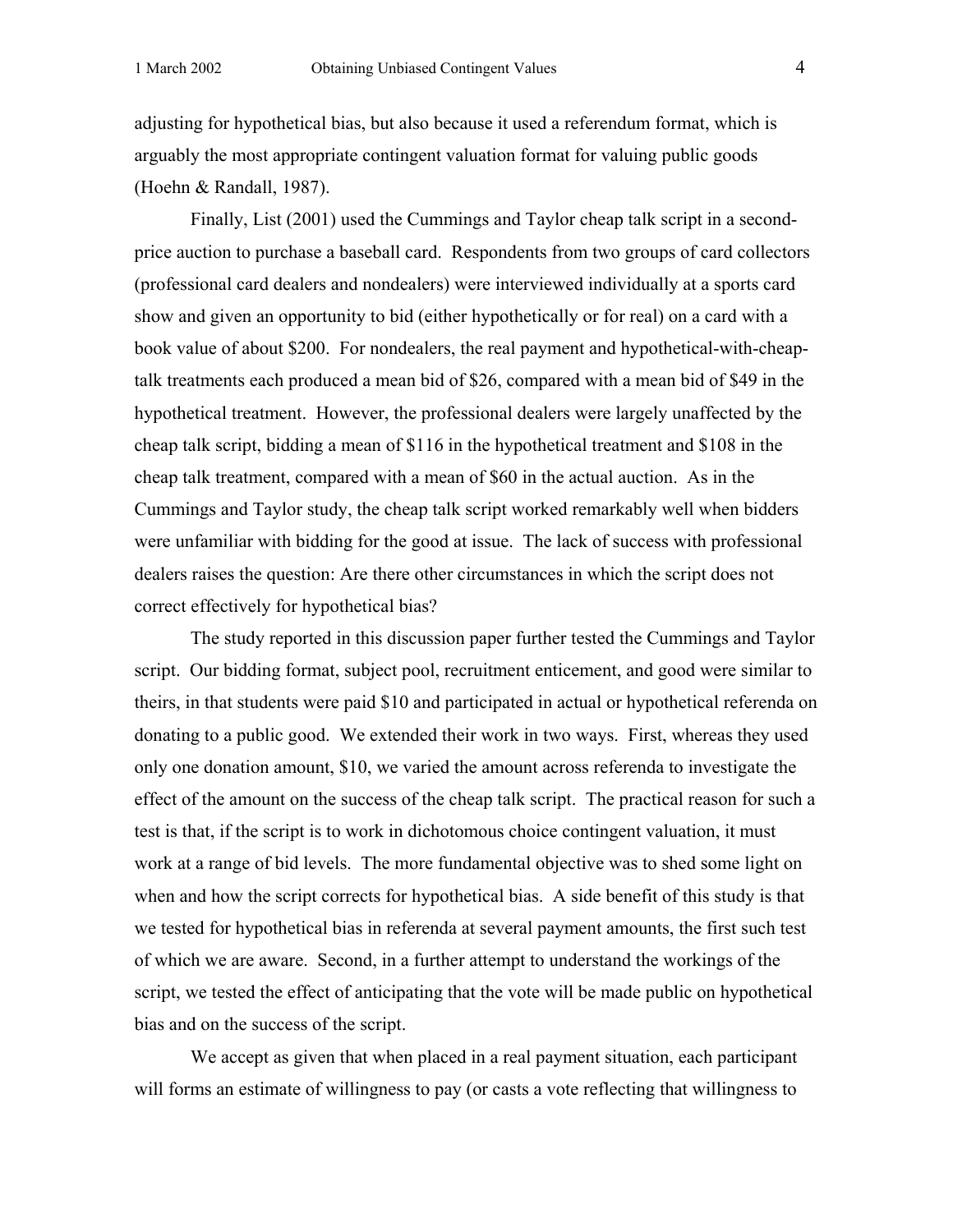adjusting for hypothetical bias, but also because it used a referendum format, which is arguably the most appropriate contingent valuation format for valuing public goods (Hoehn & Randall, 1987).

Finally, List (2001) used the Cummings and Taylor cheap talk script in a second-price auction to purchase a baseball card. Respondents from two groups of card collectors (professional card dealers and nondealers) were interviewed individually at a sports card show and given an opportunity to bid (either hypothetically or for real) on a card with a book value of about $200. For nondealers, the real payment and hypothetical-with-cheap-talk treatments each produced a mean bid of $26, compared with a mean bid of $49 in the hypothetical treatment. However, the professional dealers were largely unaffected by the cheap talk script, bidding a mean of $116 in the hypothetical treatment and $108 in the cheap talk treatment, compared with a mean of $60 in the actual auction. As in the Cummings and Taylor study, the cheap talk script worked remarkably well when bidders were unfamiliar with bidding for the good at issue. The lack of success with professional dealers raises the question: Are there other circumstances in which the script does not correct effectively for hypothetical bias?

The study reported in this discussion paper further tested the Cummings and Taylor script. Our bidding format, subject pool, recruitment enticement, and good were similar to theirs, in that students were paid $10 and participated in actual or hypothetical referenda on donating to a public good. We extended their work in two ways. First, whereas they used only one donation amount, $10, we varied the amount across referenda to investigate the effect of the amount on the success of the cheap talk script. The practical reason for such a test is that, if the script is to work in dichotomous choice contingent valuation, it must work at a range of bid levels. The more fundamental objective was to shed some light on when and how the script corrects for hypothetical bias. A side benefit of this study is that we tested for hypothetical bias in referenda at several payment amounts, the first such test of which we are aware. Second, in a further attempt to understand the workings of the script, we tested the effect of anticipating that the vote will be made public on hypothetical bias and on the success of the script.

We accept as given that when placed in a real payment situation, each participant will forms an estimate of willingness to pay (or casts a vote reflecting that willingness to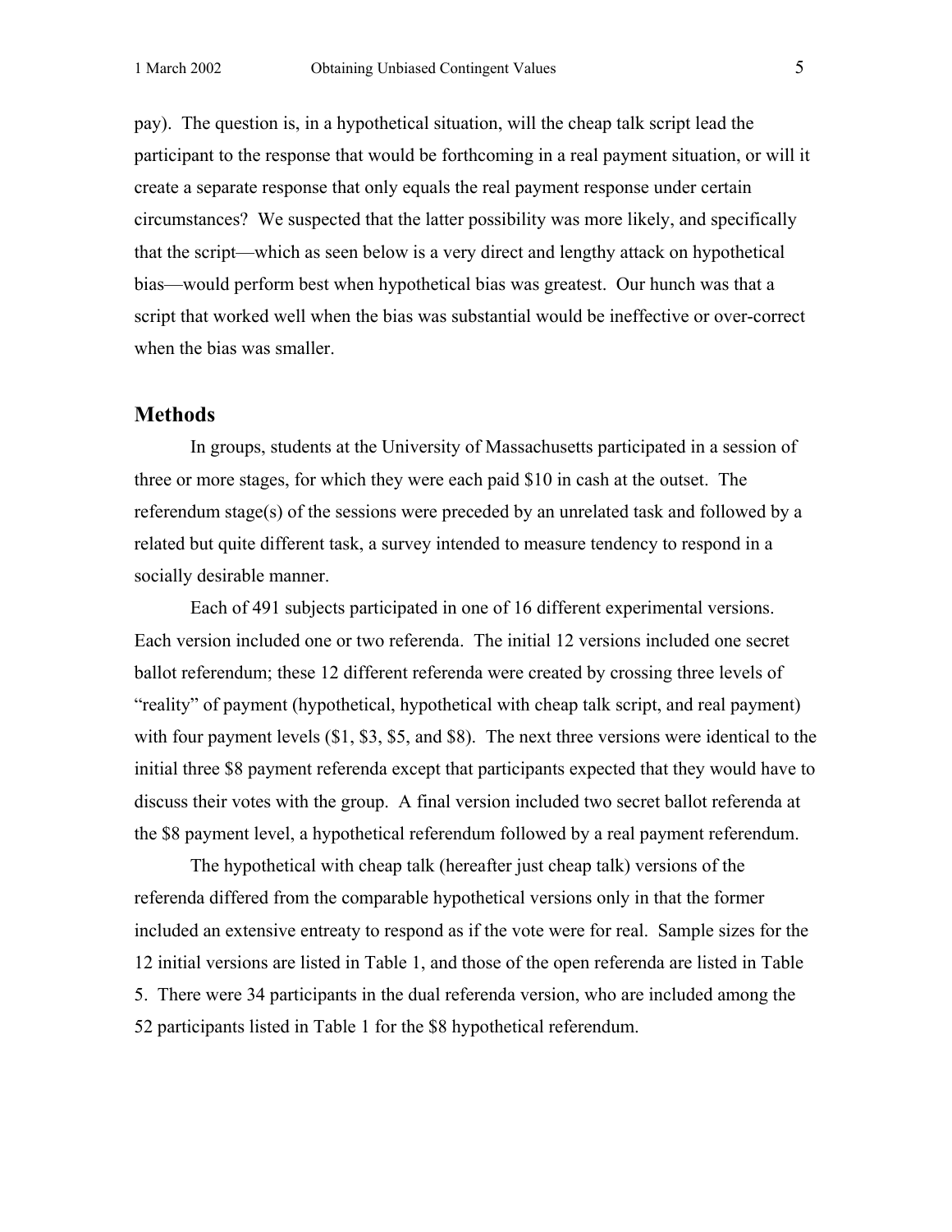pay). The question is, in a hypothetical situation, will the cheap talk script lead the participant to the response that would be forthcoming in a real payment situation, or will it create a separate response that only equals the real payment response under certain circumstances? We suspected that the latter possibility was more likely, and specifically that the script—which as seen below is a very direct and lengthy attack on hypothetical bias—would perform best when hypothetical bias was greatest. Our hunch was that a script that worked well when the bias was substantial would be ineffective or over-correct when the bias was smaller.

## Methods

In groups, students at the University of Massachusetts participated in a session of three or more stages, for which they were each paid $10 in cash at the outset. The referendum stage(s) of the sessions were preceded by an unrelated task and followed by a related but quite different task, a survey intended to measure tendency to respond in a socially desirable manner.

Each of 491 subjects participated in one of 16 different experimental versions. Each version included one or two referenda. The initial 12 versions included one secret ballot referendum; these 12 different referenda were created by crossing three levels of "reality" of payment (hypothetical, hypothetical with cheap talk script, and real payment) with four payment levels ($1, $3, $5, and $8). The next three versions were identical to the initial three $8 payment referenda except that participants expected that they would have to discuss their votes with the group. A final version included two secret ballot referenda at the $8 payment level, a hypothetical referendum followed by a real payment referendum.

The hypothetical with cheap talk (hereafter just cheap talk) versions of the referenda differed from the comparable hypothetical versions only in that the former included an extensive entreaty to respond as if the vote were for real. Sample sizes for the 12 initial versions are listed in Table 1, and those of the open referenda are listed in Table 5. There were 34 participants in the dual referenda version, who are included among the 52 participants listed in Table 1 for the $8 hypothetical referendum.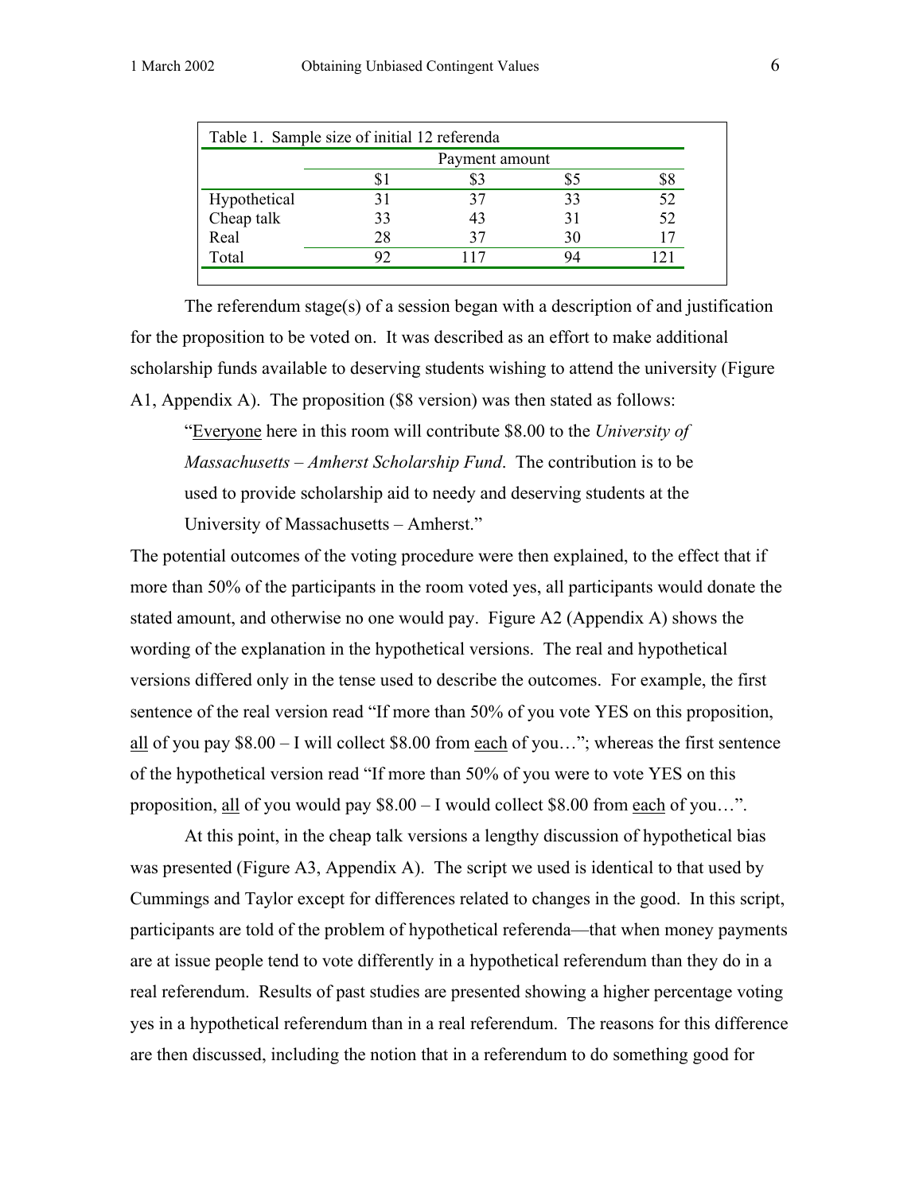Table 1. Sample size of initial 12 referenda

| | Payment amount | | | |
|---|---|---|---|---|
| | \$1 | \$3 | \$5 | \$8 |
| Hypothetical | 31 | 37 | 33 | 52 |
| Cheap talk | 33 | 43 | 31 | 52 |
| Real | 28 | 37 | 30 | 17 |
| Total | 92 | 117 | 94 | 121 |

The referendum stage(s) of a session began with a description of and justification for the proposition to be voted on. It was described as an effort to make additional scholarship funds available to deserving students wishing to attend the university (Figure A1, Appendix A). The proposition (\$8 version) was then stated as follows:

> "<u>Everyone</u> here in this room will contribute \$8.00 to the *University of Massachusetts – Amherst Scholarship Fund*. The contribution is to be used to provide scholarship aid to needy and deserving students at the University of Massachusetts – Amherst."

The potential outcomes of the voting procedure were then explained, to the effect that if more than 50% of the participants in the room voted yes, all participants would donate the stated amount, and otherwise no one would pay. Figure A2 (Appendix A) shows the wording of the explanation in the hypothetical versions. The real and hypothetical versions differed only in the tense used to describe the outcomes. For example, the first sentence of the real version read "If more than 50% of you vote YES on this proposition, <u>all</u> of you pay \$8.00 – I will collect \$8.00 from <u>each</u> of you…"; whereas the first sentence of the hypothetical version read "If more than 50% of you were to vote YES on this proposition, <u>all</u> of you would pay \$8.00 – I would collect \$8.00 from <u>each</u> of you…".

At this point, in the cheap talk versions a lengthy discussion of hypothetical bias was presented (Figure A3, Appendix A). The script we used is identical to that used by Cummings and Taylor except for differences related to changes in the good. In this script, participants are told of the problem of hypothetical referenda—that when money payments are at issue people tend to vote differently in a hypothetical referendum than they do in a real referendum. Results of past studies are presented showing a higher percentage voting yes in a hypothetical referendum than in a real referendum. The reasons for this difference are then discussed, including the notion that in a referendum to do something good for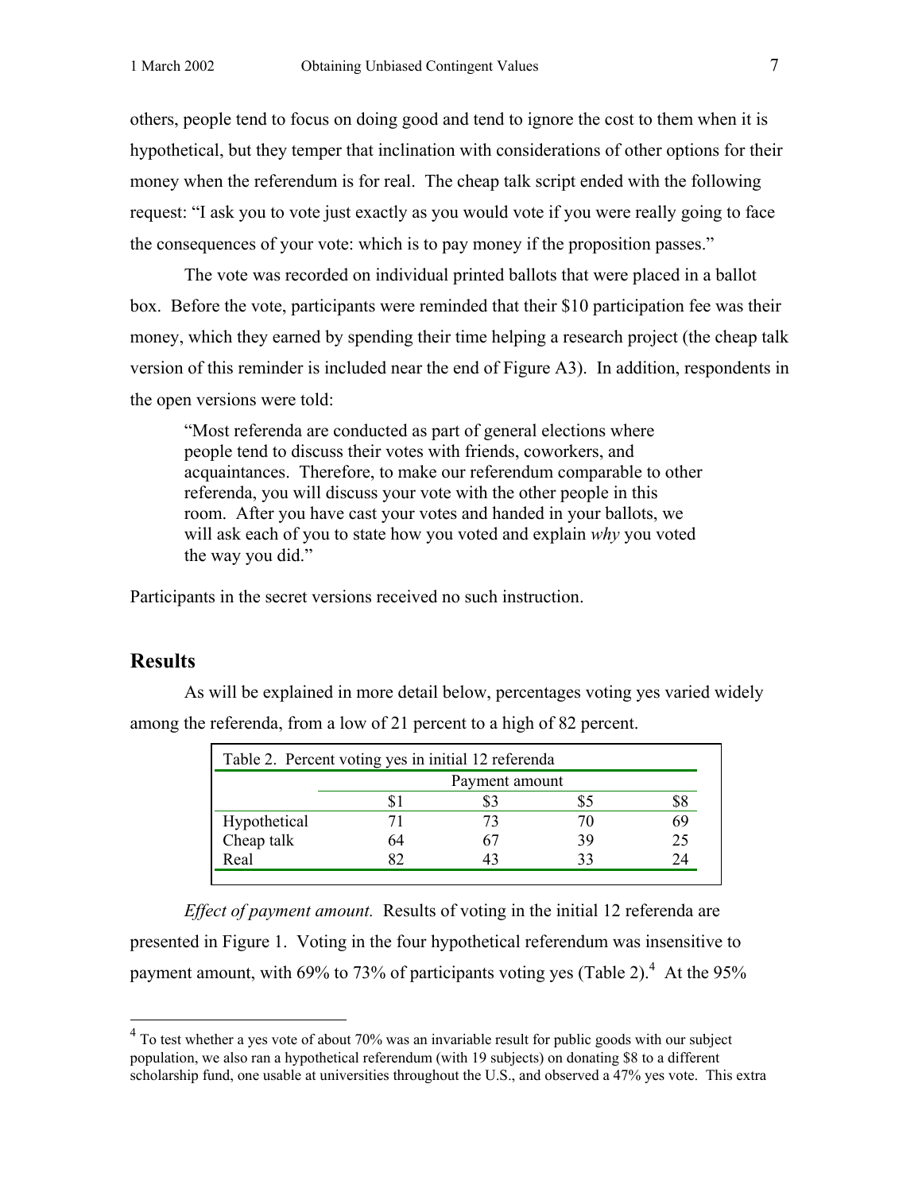others, people tend to focus on doing good and tend to ignore the cost to them when it is hypothetical, but they temper that inclination with considerations of other options for their money when the referendum is for real. The cheap talk script ended with the following request: "I ask you to vote just exactly as you would vote if you were really going to face the consequences of your vote: which is to pay money if the proposition passes."

The vote was recorded on individual printed ballots that were placed in a ballot box. Before the vote, participants were reminded that their $10 participation fee was their money, which they earned by spending their time helping a research project (the cheap talk version of this reminder is included near the end of Figure A3). In addition, respondents in the open versions were told:

> "Most referenda are conducted as part of general elections where people tend to discuss their votes with friends, coworkers, and acquaintances. Therefore, to make our referendum comparable to other referenda, you will discuss your vote with the other people in this room. After you have cast your votes and handed in your ballots, we will ask each of you to state how you voted and explain *why* you voted the way you did."

Participants in the secret versions received no such instruction.

## Results

As will be explained in more detail below, percentages voting yes varied widely among the referenda, from a low of 21 percent to a high of 82 percent.

Table 2. Percent voting yes in initial 12 referenda

| | Payment amount | | | |
|---|---|---|---|---|
| | $1 | $3 | $5 | $8 |
| Hypothetical | 71 | 73 | 70 | 69 |
| Cheap talk | 64 | 67 | 39 | 25 |
| Real | 82 | 43 | 33 | 24 |

*Effect of payment amount.* Results of voting in the initial 12 referenda are presented in Figure 1. Voting in the four hypothetical referendum was insensitive to payment amount, with 69% to 73% of participants voting yes (Table 2).[4] At the 95%

[4] To test whether a yes vote of about 70% was an invariable result for public goods with our subject population, we also ran a hypothetical referendum (with 19 subjects) on donating $8 to a different scholarship fund, one usable at universities throughout the U.S., and observed a 47% yes vote. This extra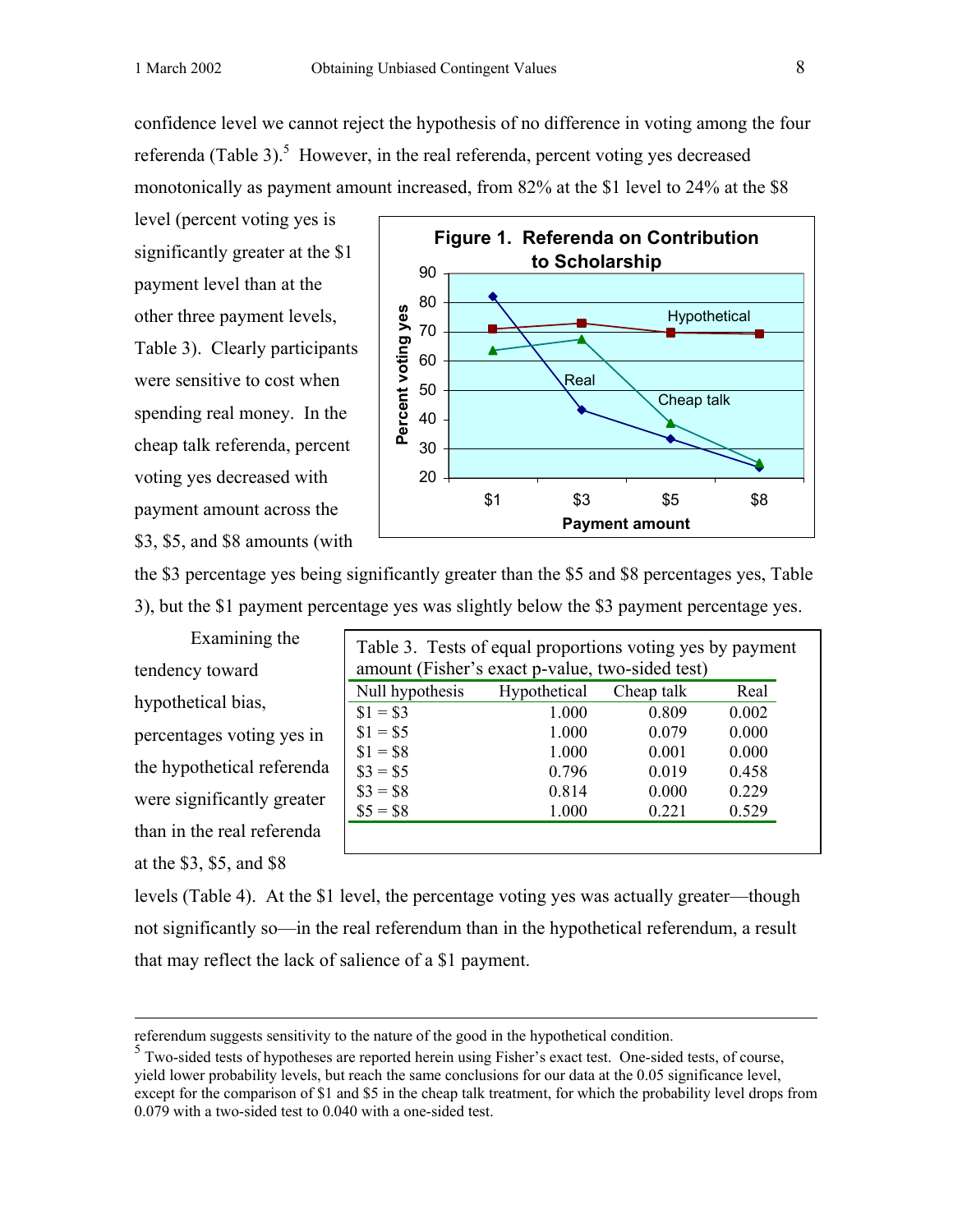confidence level we cannot reject the hypothesis of no difference in voting among the four referenda (Table 3).[5] However, in the real referenda, percent voting yes decreased monotonically as payment amount increased, from 82% at the $1 level to 24% at the $8 level (percent voting yes is significantly greater at the $1 payment level than at the other three payment levels, Table 3). Clearly participants were sensitive to cost when spending real money. In the cheap talk referenda, percent voting yes decreased with payment amount across the $3, $5, and $8 amounts (with the $3 percentage yes being significantly greater than the $5 and $8 percentages yes, Table 3), but the $1 payment percentage yes was slightly below the $3 payment percentage yes.

**Figure 1. Referenda on Contribution to Scholarship**

Examining the tendency toward hypothetical bias, percentages voting yes in the hypothetical referenda were significantly greater than in the real referenda at the $3, $5, and $8 levels (Table 4). At the $1 level, the percentage voting yes was actually greater—though not significantly so—in the real referendum than in the hypothetical referendum, a result that may reflect the lack of salience of a $1 payment.

Table 3. Tests of equal proportions voting yes by payment amount (Fisher's exact p-value, two-sided test)

| Null hypothesis | Hypothetical | Cheap talk | Real |
|---|---|---|---|
| $1 = $3 | 1.000 | 0.809 | 0.002 |
| $1 = $5 | 1.000 | 0.079 | 0.000 |
| $1 = $8 | 1.000 | 0.001 | 0.000 |
| $3 = $5 | 0.796 | 0.019 | 0.458 |
| $3 = $8 | 0.814 | 0.000 | 0.229 |
| $5 = $8 | 1.000 | 0.221 | 0.529 |

---

referendum suggests sensitivity to the nature of the good in the hypothetical condition.

[5] Two-sided tests of hypotheses are reported herein using Fisher's exact test. One-sided tests, of course, yield lower probability levels, but reach the same conclusions for our data at the 0.05 significance level, except for the comparison of $1 and $5 in the cheap talk treatment, for which the probability level drops from 0.079 with a two-sided test to 0.040 with a one-sided test.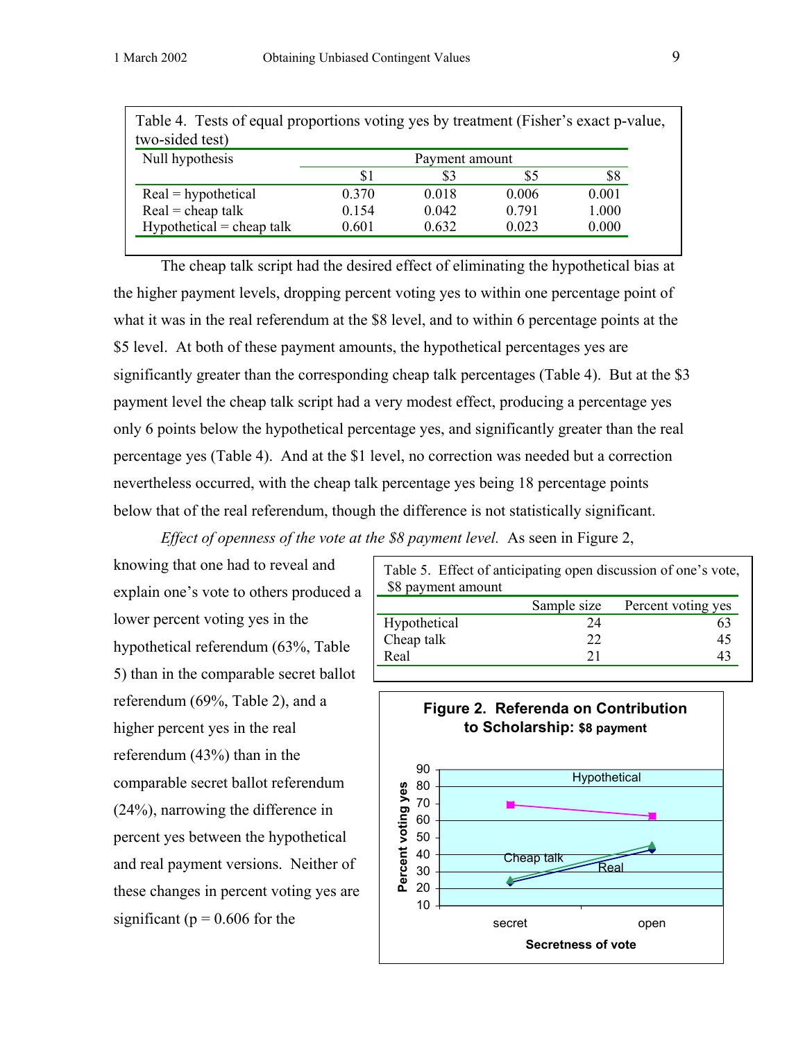Table 4. Tests of equal proportions voting yes by treatment (Fisher's exact p-value, two-sided test)

| Null hypothesis | Payment amount | | | |
|---|---|---|---|---|
| | \$1 | \$3 | \$5 | \$8 |
| Real = hypothetical | 0.370 | 0.018 | 0.006 | 0.001 |
| Real = cheap talk | 0.154 | 0.042 | 0.791 | 1.000 |
| Hypothetical = cheap talk | 0.601 | 0.632 | 0.023 | 0.000 |

The cheap talk script had the desired effect of eliminating the hypothetical bias at the higher payment levels, dropping percent voting yes to within one percentage point of what it was in the real referendum at the \$8 level, and to within 6 percentage points at the \$5 level. At both of these payment amounts, the hypothetical percentages yes are significantly greater than the corresponding cheap talk percentages (Table 4). But at the \$3 payment level the cheap talk script had a very modest effect, producing a percentage yes only 6 points below the hypothetical percentage yes, and significantly greater than the real percentage yes (Table 4). And at the \$1 level, no correction was needed but a correction nevertheless occurred, with the cheap talk percentage yes being 18 percentage points below that of the real referendum, though the difference is not statistically significant.

*Effect of openness of the vote at the \$8 payment level.* As seen in Figure 2, knowing that one had to reveal and explain one's vote to others produced a lower percent voting yes in the hypothetical referendum (63%, Table 5) than in the comparable secret ballot referendum (69%, Table 2), and a higher percent yes in the real referendum (43%) than in the comparable secret ballot referendum (24%), narrowing the difference in percent yes between the hypothetical and real payment versions. Neither of these changes in percent voting yes are significant (p = 0.606 for the

Table 5. Effect of anticipating open discussion of one's vote, \$8 payment amount

| | Sample size | Percent voting yes |
|---|---|---|
| Hypothetical | 24 | 63 |
| Cheap talk | 22 | 45 |
| Real | 21 | 43 |

**Figure 2. Referenda on Contribution to Scholarship: \$8 payment**

| Secretness of vote | Hypothetical | Cheap talk | Real |
|---|---|---|---|
| secret | 69 | 25 | 24 |
| open | 63 | 45 | 43 |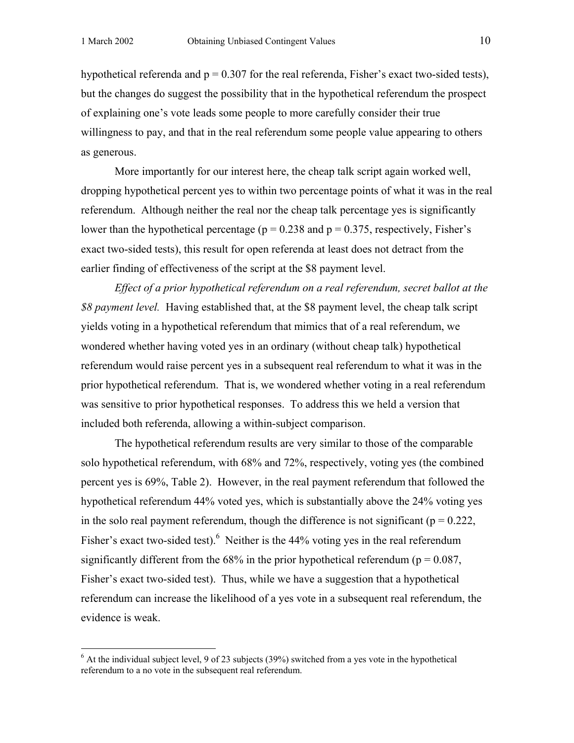hypothetical referenda and $p = 0.307$ for the real referenda, Fisher's exact two-sided tests), but the changes do suggest the possibility that in the hypothetical referendum the prospect of explaining one's vote leads some people to more carefully consider their true willingness to pay, and that in the real referendum some people value appearing to others as generous.

More importantly for our interest here, the cheap talk script again worked well, dropping hypothetical percent yes to within two percentage points of what it was in the real referendum. Although neither the real nor the cheap talk percentage yes is significantly lower than the hypothetical percentage ($p = 0.238$ and $p = 0.375$, respectively, Fisher's exact two-sided tests), this result for open referenda at least does not detract from the earlier finding of effectiveness of the script at the \$8 payment level.

*Effect of a prior hypothetical referendum on a real referendum, secret ballot at the \$8 payment level.* Having established that, at the \$8 payment level, the cheap talk script yields voting in a hypothetical referendum that mimics that of a real referendum, we wondered whether having voted yes in an ordinary (without cheap talk) hypothetical referendum would raise percent yes in a subsequent real referendum to what it was in the prior hypothetical referendum. That is, we wondered whether voting in a real referendum was sensitive to prior hypothetical responses. To address this we held a version that included both referenda, allowing a within-subject comparison.

The hypothetical referendum results are very similar to those of the comparable solo hypothetical referendum, with 68% and 72%, respectively, voting yes (the combined percent yes is 69%, Table 2). However, in the real payment referendum that followed the hypothetical referendum 44% voted yes, which is substantially above the 24% voting yes in the solo real payment referendum, though the difference is not significant ($p = 0.222$, Fisher's exact two-sided test).[6] Neither is the 44% voting yes in the real referendum significantly different from the 68% in the prior hypothetical referendum ($p = 0.087$, Fisher's exact two-sided test). Thus, while we have a suggestion that a hypothetical referendum can increase the likelihood of a yes vote in a subsequent real referendum, the evidence is weak.

[6] At the individual subject level, 9 of 23 subjects (39%) switched from a yes vote in the hypothetical referendum to a no vote in the subsequent real referendum.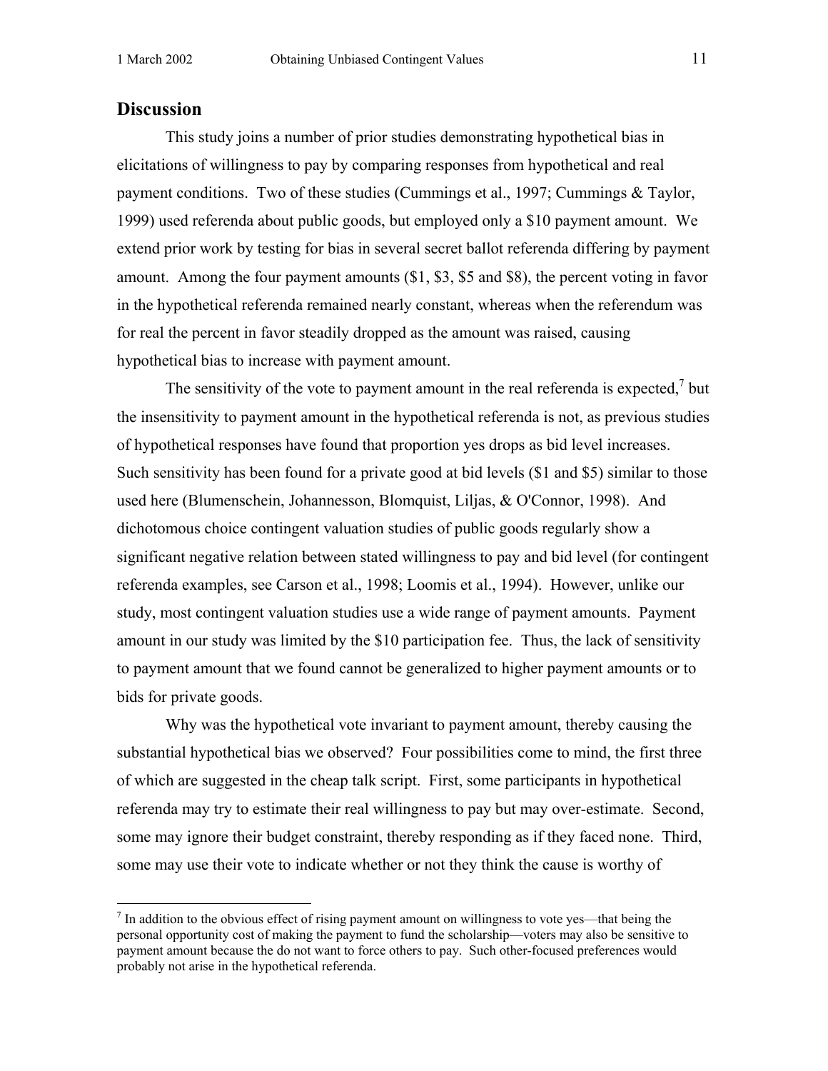## Discussion

This study joins a number of prior studies demonstrating hypothetical bias in elicitations of willingness to pay by comparing responses from hypothetical and real payment conditions. Two of these studies (Cummings et al., 1997; Cummings & Taylor, 1999) used referenda about public goods, but employed only a $10 payment amount. We extend prior work by testing for bias in several secret ballot referenda differing by payment amount. Among the four payment amounts ($1, $3, $5 and $8), the percent voting in favor in the hypothetical referenda remained nearly constant, whereas when the referendum was for real the percent in favor steadily dropped as the amount was raised, causing hypothetical bias to increase with payment amount.

The sensitivity of the vote to payment amount in the real referenda is expected,[7] but the insensitivity to payment amount in the hypothetical referenda is not, as previous studies of hypothetical responses have found that proportion yes drops as bid level increases. Such sensitivity has been found for a private good at bid levels ($1 and $5) similar to those used here (Blumenschein, Johannesson, Blomquist, Liljas, & O'Connor, 1998). And dichotomous choice contingent valuation studies of public goods regularly show a significant negative relation between stated willingness to pay and bid level (for contingent referenda examples, see Carson et al., 1998; Loomis et al., 1994). However, unlike our study, most contingent valuation studies use a wide range of payment amounts. Payment amount in our study was limited by the $10 participation fee. Thus, the lack of sensitivity to payment amount that we found cannot be generalized to higher payment amounts or to bids for private goods.

Why was the hypothetical vote invariant to payment amount, thereby causing the substantial hypothetical bias we observed? Four possibilities come to mind, the first three of which are suggested in the cheap talk script. First, some participants in hypothetical referenda may try to estimate their real willingness to pay but may over-estimate. Second, some may ignore their budget constraint, thereby responding as if they faced none. Third, some may use their vote to indicate whether or not they think the cause is worthy of

[7] In addition to the obvious effect of rising payment amount on willingness to vote yes—that being the personal opportunity cost of making the payment to fund the scholarship—voters may also be sensitive to payment amount because the do not want to force others to pay. Such other-focused preferences would probably not arise in the hypothetical referenda.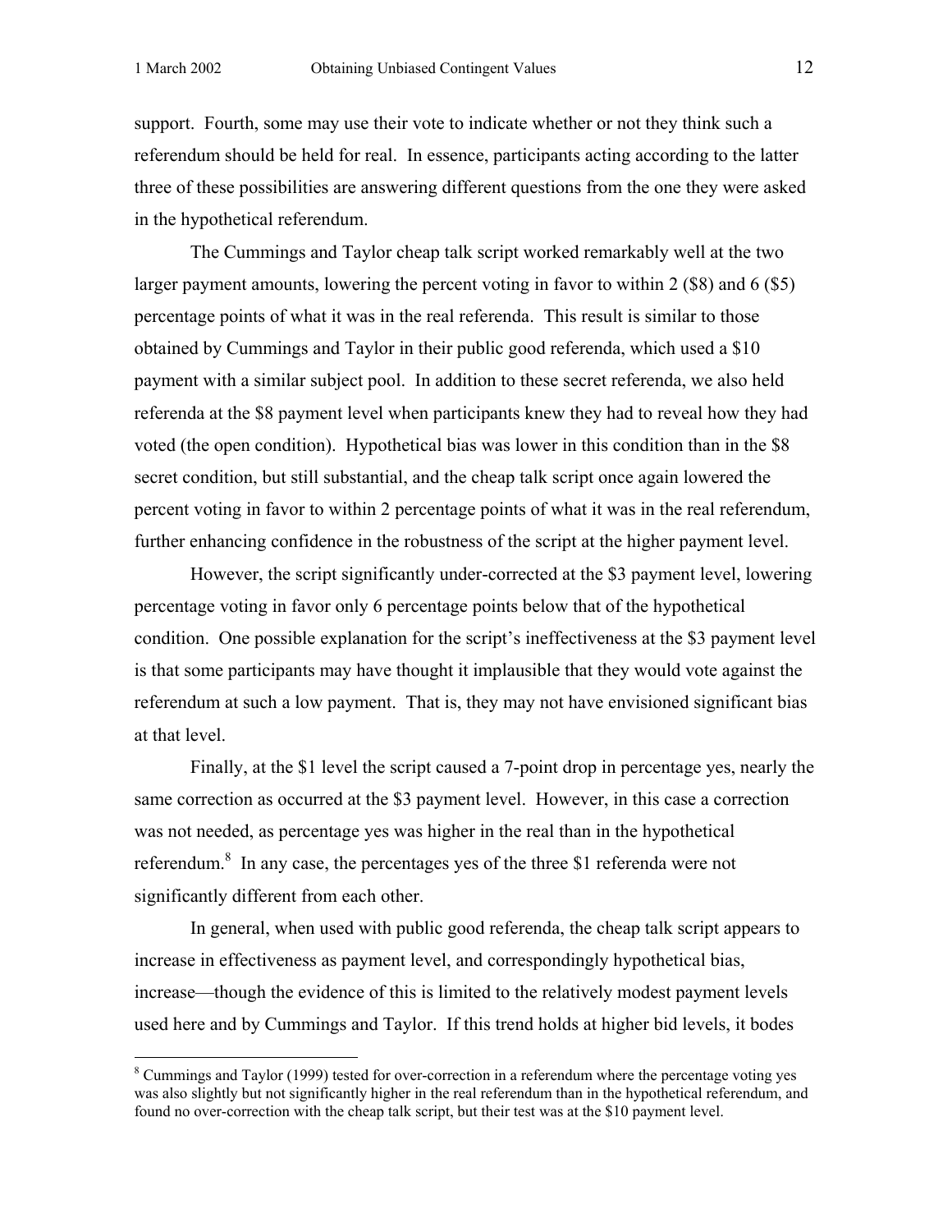support. Fourth, some may use their vote to indicate whether or not they think such a referendum should be held for real. In essence, participants acting according to the latter three of these possibilities are answering different questions from the one they were asked in the hypothetical referendum.

The Cummings and Taylor cheap talk script worked remarkably well at the two larger payment amounts, lowering the percent voting in favor to within 2 ($8) and 6 ($5) percentage points of what it was in the real referenda. This result is similar to those obtained by Cummings and Taylor in their public good referenda, which used a $10 payment with a similar subject pool. In addition to these secret referenda, we also held referenda at the $8 payment level when participants knew they had to reveal how they had voted (the open condition). Hypothetical bias was lower in this condition than in the $8 secret condition, but still substantial, and the cheap talk script once again lowered the percent voting in favor to within 2 percentage points of what it was in the real referendum, further enhancing confidence in the robustness of the script at the higher payment level.

However, the script significantly under-corrected at the $3 payment level, lowering percentage voting in favor only 6 percentage points below that of the hypothetical condition. One possible explanation for the script's ineffectiveness at the $3 payment level is that some participants may have thought it implausible that they would vote against the referendum at such a low payment. That is, they may not have envisioned significant bias at that level.

Finally, at the $1 level the script caused a 7-point drop in percentage yes, nearly the same correction as occurred at the $3 payment level. However, in this case a correction was not needed, as percentage yes was higher in the real than in the hypothetical referendum.[8] In any case, the percentages yes of the three $1 referenda were not significantly different from each other.

In general, when used with public good referenda, the cheap talk script appears to increase in effectiveness as payment level, and correspondingly hypothetical bias, increase—though the evidence of this is limited to the relatively modest payment levels used here and by Cummings and Taylor. If this trend holds at higher bid levels, it bodes

[8] Cummings and Taylor (1999) tested for over-correction in a referendum where the percentage voting yes was also slightly but not significantly higher in the real referendum than in the hypothetical referendum, and found no over-correction with the cheap talk script, but their test was at the $10 payment level.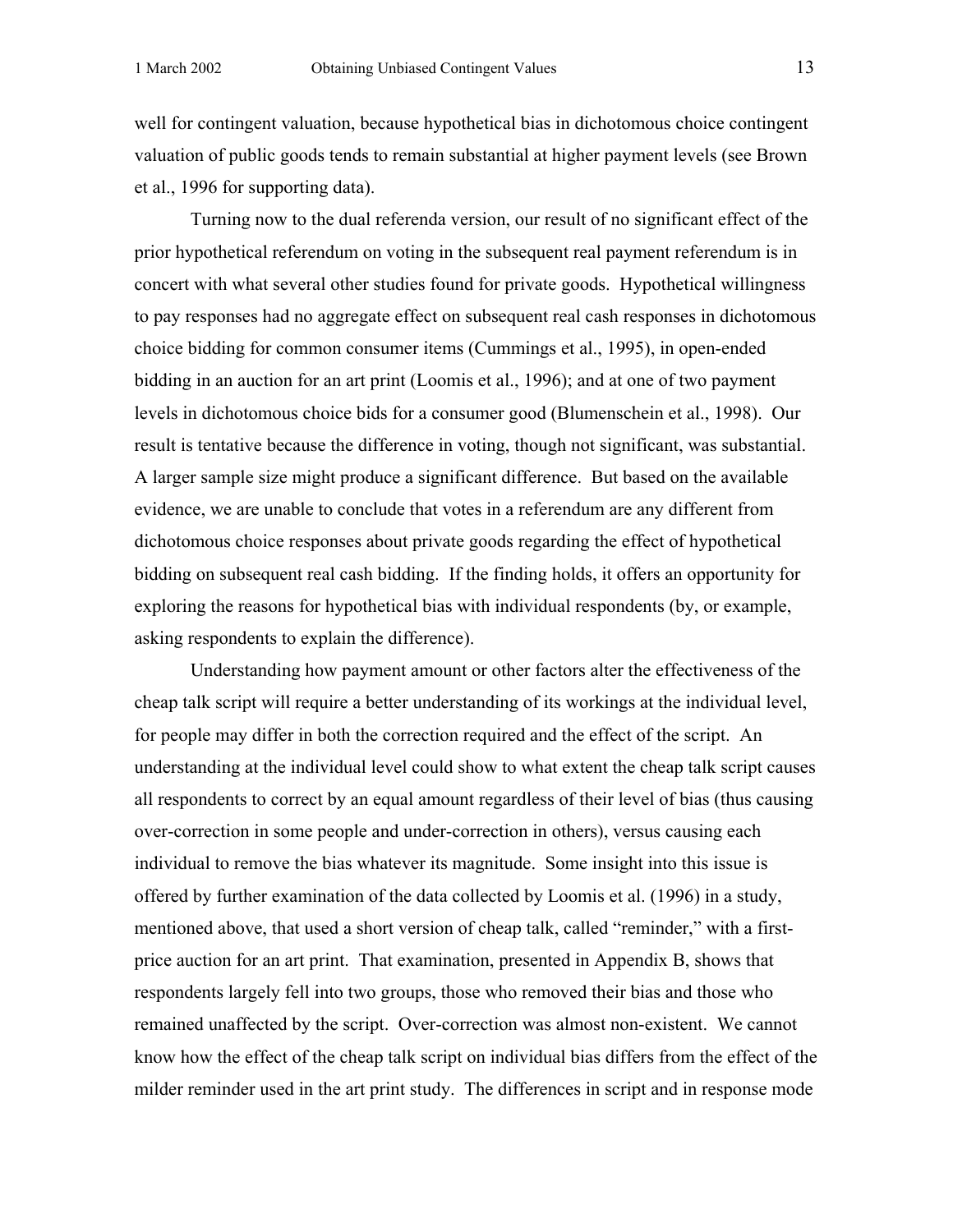well for contingent valuation, because hypothetical bias in dichotomous choice contingent valuation of public goods tends to remain substantial at higher payment levels (see Brown et al., 1996 for supporting data).

Turning now to the dual referenda version, our result of no significant effect of the prior hypothetical referendum on voting in the subsequent real payment referendum is in concert with what several other studies found for private goods. Hypothetical willingness to pay responses had no aggregate effect on subsequent real cash responses in dichotomous choice bidding for common consumer items (Cummings et al., 1995), in open-ended bidding in an auction for an art print (Loomis et al., 1996); and at one of two payment levels in dichotomous choice bids for a consumer good (Blumenschein et al., 1998). Our result is tentative because the difference in voting, though not significant, was substantial. A larger sample size might produce a significant difference. But based on the available evidence, we are unable to conclude that votes in a referendum are any different from dichotomous choice responses about private goods regarding the effect of hypothetical bidding on subsequent real cash bidding. If the finding holds, it offers an opportunity for exploring the reasons for hypothetical bias with individual respondents (by, or example, asking respondents to explain the difference).

Understanding how payment amount or other factors alter the effectiveness of the cheap talk script will require a better understanding of its workings at the individual level, for people may differ in both the correction required and the effect of the script. An understanding at the individual level could show to what extent the cheap talk script causes all respondents to correct by an equal amount regardless of their level of bias (thus causing over-correction in some people and under-correction in others), versus causing each individual to remove the bias whatever its magnitude. Some insight into this issue is offered by further examination of the data collected by Loomis et al. (1996) in a study, mentioned above, that used a short version of cheap talk, called "reminder," with a first-price auction for an art print. That examination, presented in Appendix B, shows that respondents largely fell into two groups, those who removed their bias and those who remained unaffected by the script. Over-correction was almost non-existent. We cannot know how the effect of the cheap talk script on individual bias differs from the effect of the milder reminder used in the art print study. The differences in script and in response mode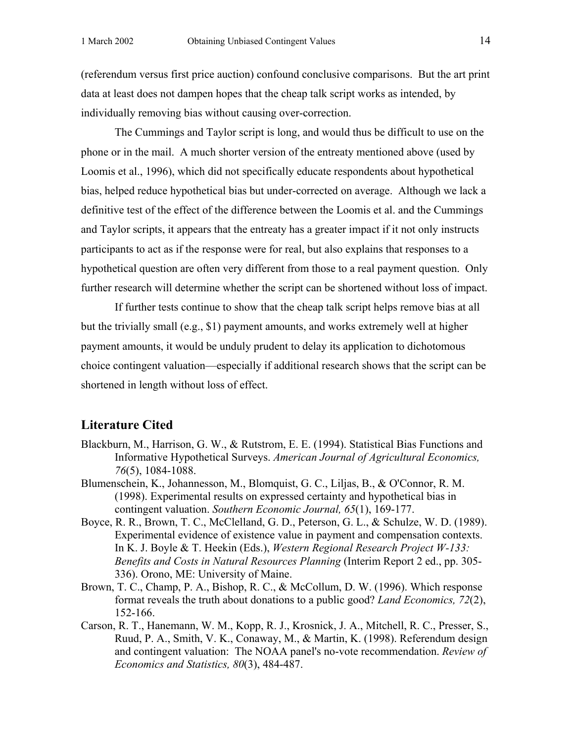(referendum versus first price auction) confound conclusive comparisons. But the art print data at least does not dampen hopes that the cheap talk script works as intended, by individually removing bias without causing over-correction.

The Cummings and Taylor script is long, and would thus be difficult to use on the phone or in the mail. A much shorter version of the entreaty mentioned above (used by Loomis et al., 1996), which did not specifically educate respondents about hypothetical bias, helped reduce hypothetical bias but under-corrected on average. Although we lack a definitive test of the effect of the difference between the Loomis et al. and the Cummings and Taylor scripts, it appears that the entreaty has a greater impact if it not only instructs participants to act as if the response were for real, but also explains that responses to a hypothetical question are often very different from those to a real payment question. Only further research will determine whether the script can be shortened without loss of impact.

If further tests continue to show that the cheap talk script helps remove bias at all but the trivially small (e.g., $1) payment amounts, and works extremely well at higher payment amounts, it would be unduly prudent to delay its application to dichotomous choice contingent valuation—especially if additional research shows that the script can be shortened in length without loss of effect.

## Literature Cited

Blackburn, M., Harrison, G. W., & Rutstrom, E. E. (1994). Statistical Bias Functions and Informative Hypothetical Surveys. *American Journal of Agricultural Economics, 76*(5), 1084-1088.

Blumenschein, K., Johannesson, M., Blomquist, G. C., Liljas, B., & O'Connor, R. M. (1998). Experimental results on expressed certainty and hypothetical bias in contingent valuation. *Southern Economic Journal, 65*(1), 169-177.

Boyce, R. R., Brown, T. C., McClelland, G. D., Peterson, G. L., & Schulze, W. D. (1989). Experimental evidence of existence value in payment and compensation contexts. In K. J. Boyle & T. Heekin (Eds.), *Western Regional Research Project W-133: Benefits and Costs in Natural Resources Planning* (Interim Report 2 ed., pp. 305-336). Orono, ME: University of Maine.

Brown, T. C., Champ, P. A., Bishop, R. C., & McCollum, D. W. (1996). Which response format reveals the truth about donations to a public good? *Land Economics, 72*(2), 152-166.

Carson, R. T., Hanemann, W. M., Kopp, R. J., Krosnick, J. A., Mitchell, R. C., Presser, S., Ruud, P. A., Smith, V. K., Conaway, M., & Martin, K. (1998). Referendum design and contingent valuation: The NOAA panel's no-vote recommendation. *Review of Economics and Statistics, 80*(3), 484-487.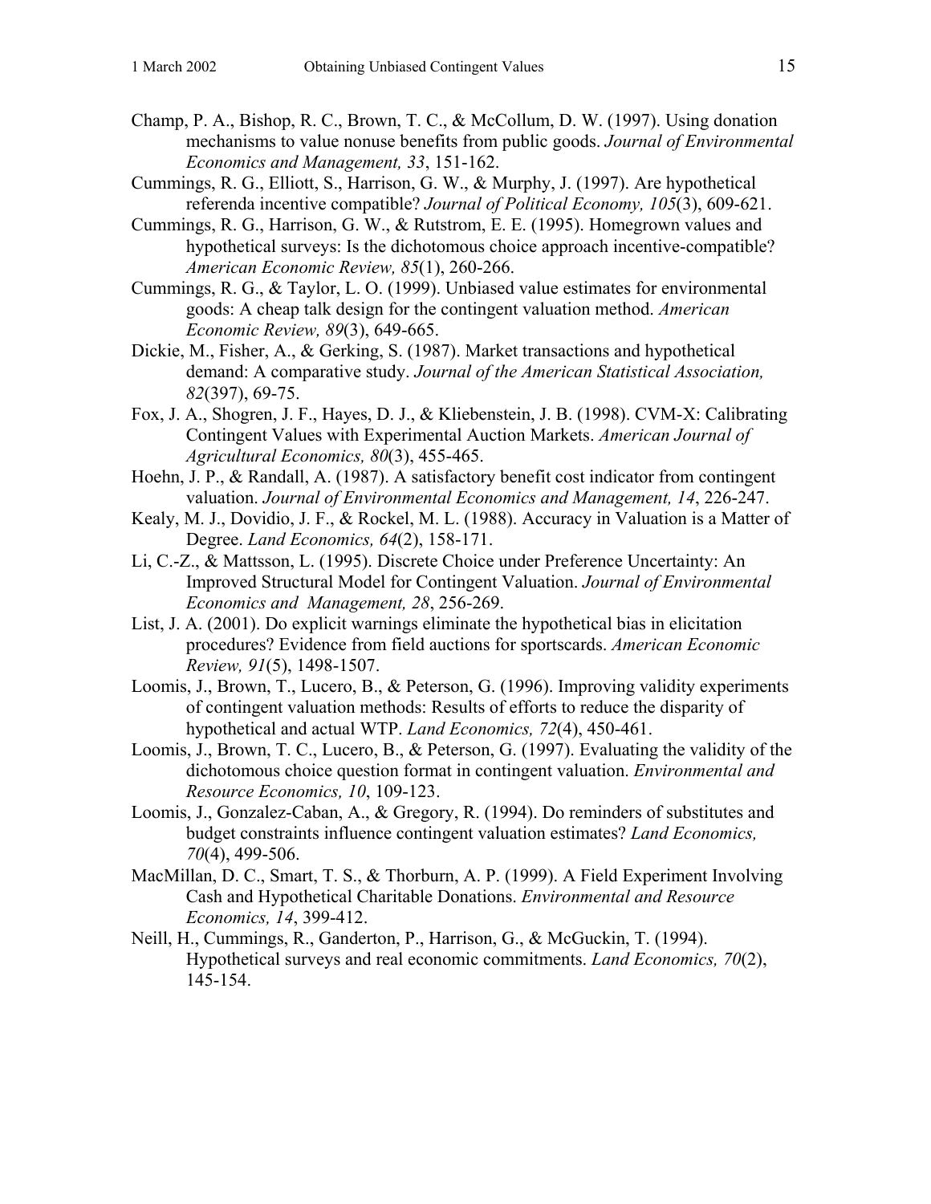Champp, P. A., Bishop, R. C., Brown, T. C., & McCollum, D. W. (1997). Using donation mechanisms to value nonuse benefits from public goods. *Journal of Environmental Economics and Management, 33*, 151-162.

Cummings, R. G., Elliott, S., Harrison, G. W., & Murphy, J. (1997). Are hypothetical referenda incentive compatible? *Journal of Political Economy, 105*(3), 609-621.

Cummings, R. G., Harrison, G. W., & Rutstrom, E. E. (1995). Homegrown values and hypothetical surveys: Is the dichotomous choice approach incentive-compatible? *American Economic Review, 85*(1), 260-266.

Cummings, R. G., & Taylor, L. O. (1999). Unbiased value estimates for environmental goods: A cheap talk design for the contingent valuation method. *American Economic Review, 89*(3), 649-665.

Dickie, M., Fisher, A., & Gerking, S. (1987). Market transactions and hypothetical demand: A comparative study. *Journal of the American Statistical Association, 82*(397), 69-75.

Fox, J. A., Shogren, J. F., Hayes, D. J., & Kliebenstein, J. B. (1998). CVM-X: Calibrating Contingent Values with Experimental Auction Markets. *American Journal of Agricultural Economics, 80*(3), 455-465.

Hoehn, J. P., & Randall, A. (1987). A satisfactory benefit cost indicator from contingent valuation. *Journal of Environmental Economics and Management, 14*, 226-247.

Kealy, M. J., Dovidio, J. F., & Rockel, M. L. (1988). Accuracy in Valuation is a Matter of Degree. *Land Economics, 64*(2), 158-171.

Li, C.-Z., & Mattsson, L. (1995). Discrete Choice under Preference Uncertainty: An Improved Structural Model for Contingent Valuation. *Journal of Environmental Economics and Management, 28*, 256-269.

List, J. A. (2001). Do explicit warnings eliminate the hypothetical bias in elicitation procedures? Evidence from field auctions for sportscards. *American Economic Review, 91*(5), 1498-1507.

Loomis, J., Brown, T., Lucero, B., & Peterson, G. (1996). Improving validity experiments of contingent valuation methods: Results of efforts to reduce the disparity of hypothetical and actual WTP. *Land Economics, 72*(4), 450-461.

Loomis, J., Brown, T. C., Lucero, B., & Peterson, G. (1997). Evaluating the validity of the dichotomous choice question format in contingent valuation. *Environmental and Resource Economics, 10*, 109-123.

Loomis, J., Gonzalez-Caban, A., & Gregory, R. (1994). Do reminders of substitutes and budget constraints influence contingent valuation estimates? *Land Economics, 70*(4), 499-506.

MacMillan, D. C., Smart, T. S., & Thorburn, A. P. (1999). A Field Experiment Involving Cash and Hypothetical Charitable Donations. *Environmental and Resource Economics, 14*, 399-412.

Neill, H., Cummings, R., Ganderton, P., Harrison, G., & McGuckin, T. (1994). Hypothetical surveys and real economic commitments. *Land Economics, 70*(2), 145-154.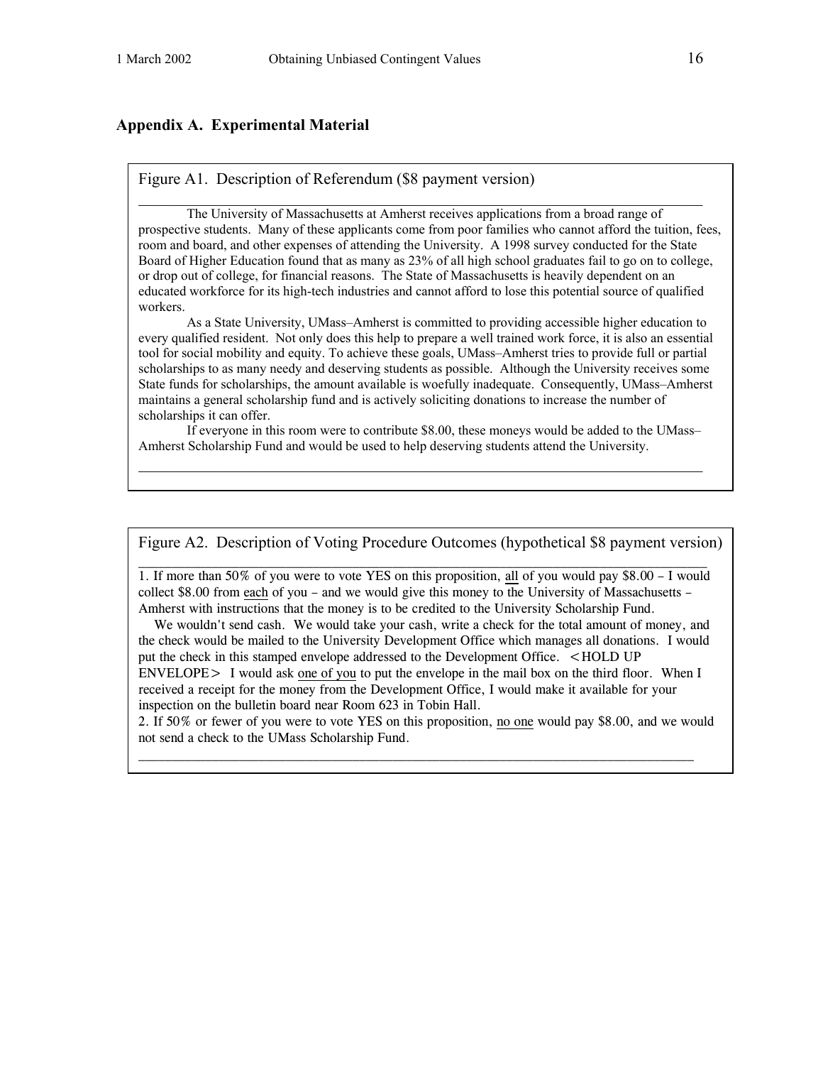## Appendix A. Experimental Material

Figure A1. Description of Referendum ($8 payment version)

---

The University of Massachusetts at Amherst receives applications from a broad range of prospective students. Many of these applicants come from poor families who cannot afford the tuition, fees, room and board, and other expenses of attending the University. A 1998 survey conducted for the State Board of Higher Education found that as many as 23% of all high school graduates fail to go on to college, or drop out of college, for financial reasons. The State of Massachusetts is heavily dependent on an educated workforce for its high-tech industries and cannot afford to lose this potential source of qualified workers.

As a State University, UMass–Amherst is committed to providing accessible higher education to every qualified resident. Not only does this help to prepare a well trained work force, it is also an essential tool for social mobility and equity. To achieve these goals, UMass–Amherst tries to provide full or partial scholarships to as many needy and deserving students as possible. Although the University receives some State funds for scholarships, the amount available is woefully inadequate. Consequently, UMass–Amherst maintains a general scholarship fund and is actively soliciting donations to increase the number of scholarships it can offer.

If everyone in this room were to contribute $8.00, these moneys would be added to the UMass–Amherst Scholarship Fund and would be used to help deserving students attend the University.

---

Figure A2. Description of Voting Procedure Outcomes (hypothetical $8 payment version)

---

1. If more than 50% of you were to vote YES on this proposition, <u>all</u> of you would pay $8.00 – I would collect $8.00 from <u>each</u> of you – and we would give this money to the University of Massachusetts – Amherst with instructions that the money is to be credited to the University Scholarship Fund.

We wouldn't send cash. We would take your cash, write a check for the total amount of money, and the check would be mailed to the University Development Office which manages all donations. I would put the check in this stamped envelope addressed to the Development Office. <HOLD UP ENVELOPE> I would ask <u>one of you</u> to put the envelope in the mail box on the third floor. When I received a receipt for the money from the Development Office, I would make it available for your inspection on the bulletin board near Room 623 in Tobin Hall.

2. If 50% or fewer of you were to vote YES on this proposition, <u>no one</u> would pay $8.00, and we would not send a check to the UMass Scholarship Fund.

---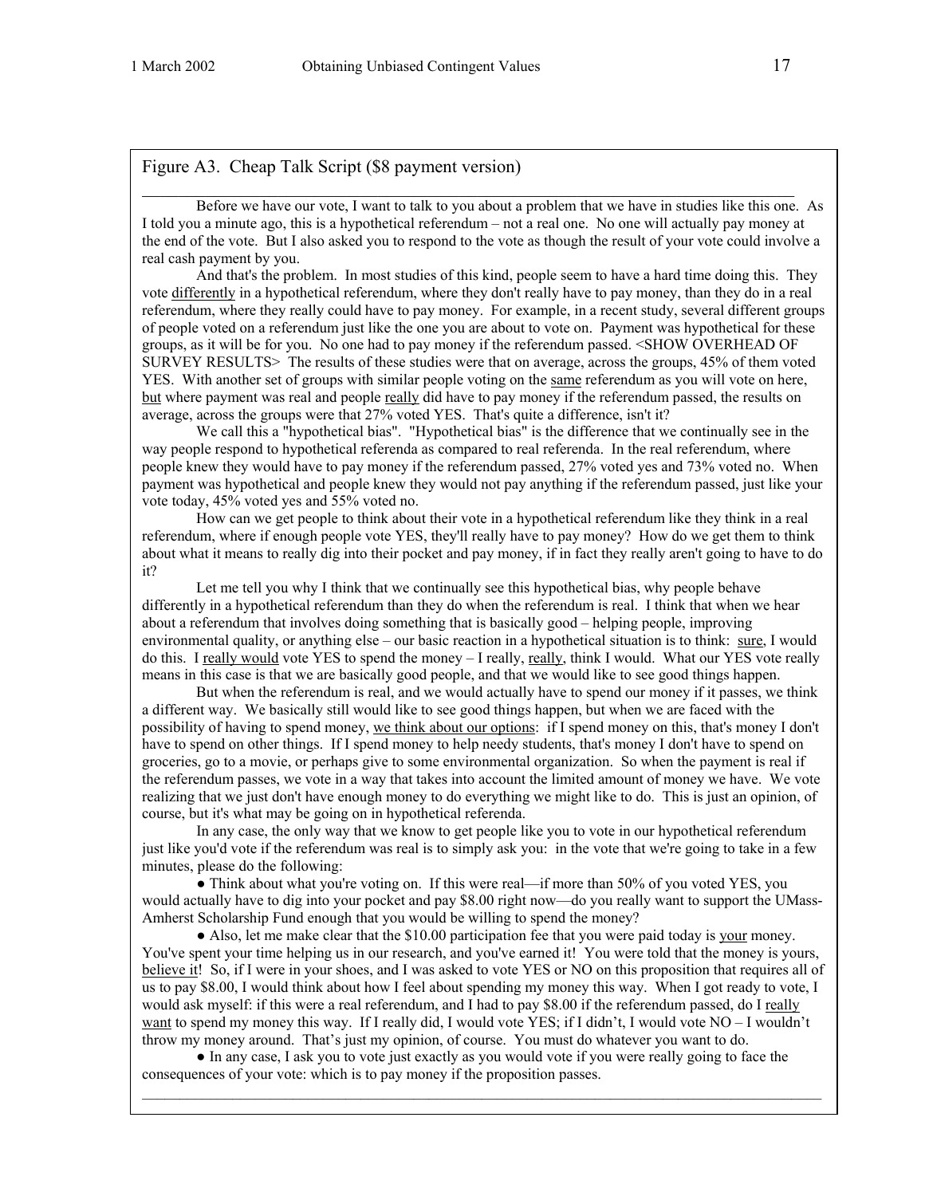Figure A3. Cheap Talk Script ($8 payment version)

Before we have our vote, I want to talk to you about a problem that we have in studies like this one. As I told you a minute ago, this is a hypothetical referendum – not a real one. No one will actually pay money at the end of the vote. But I also asked you to respond to the vote as though the result of your vote could involve a real cash payment by you.

And that's the problem. In most studies of this kind, people seem to have a hard time doing this. They vote differently in a hypothetical referendum, where they don't really have to pay money, than they do in a real referendum, where they really could have to pay money. For example, in a recent study, several different groups of people voted on a referendum just like the one you are about to vote on. Payment was hypothetical for these groups, as it will be for you. No one had to pay money if the referendum passed. <SHOW OVERHEAD OF SURVEY RESULTS> The results of these studies were that on average, across the groups, 45% of them voted YES. With another set of groups with similar people voting on the same referendum as you will vote on here, but where payment was real and people really did have to pay money if the referendum passed, the results on average, across the groups were that 27% voted YES. That's quite a difference, isn't it?

We call this a "hypothetical bias". "Hypothetical bias" is the difference that we continually see in the way people respond to hypothetical referenda as compared to real referenda. In the real referendum, where people knew they would have to pay money if the referendum passed, 27% voted yes and 73% voted no. When payment was hypothetical and people knew they would not pay anything if the referendum passed, just like your vote today, 45% voted yes and 55% voted no.

How can we get people to think about their vote in a hypothetical referendum like they think in a real referendum, where if enough people vote YES, they'll really have to pay money? How do we get them to think about what it means to really dig into their pocket and pay money, if in fact they really aren't going to have to do it?

Let me tell you why I think that we continually see this hypothetical bias, why people behave differently in a hypothetical referendum than they do when the referendum is real. I think that when we hear about a referendum that involves doing something that is basically good – helping people, improving environmental quality, or anything else – our basic reaction in a hypothetical situation is to think: sure, I would do this. I really would vote YES to spend the money – I really, really, think I would. What our YES vote really means in this case is that we are basically good people, and that we would like to see good things happen.

But when the referendum is real, and we would actually have to spend our money if it passes, we think a different way. We basically still would like to see good things happen, but when we are faced with the possibility of having to spend money, we think about our options: if I spend money on this, that's money I don't have to spend on other things. If I spend money to help needy students, that's money I don't have to spend on groceries, go to a movie, or perhaps give to some environmental organization. So when the payment is real if the referendum passes, we vote in a way that takes into account the limited amount of money we have. We vote realizing that we just don't have enough money to do everything we might like to do. This is just an opinion, of course, but it's what may be going on in hypothetical referenda.

In any case, the only way that we know to get people like you to vote in our hypothetical referendum just like you'd vote if the referendum was real is to simply ask you: in the vote that we're going to take in a few minutes, please do the following:

- Think about what you're voting on. If this were real—if more than 50% of you voted YES, you would actually have to dig into your pocket and pay $8.00 right now—do you really want to support the UMass-Amherst Scholarship Fund enough that you would be willing to spend the money?

- Also, let me make clear that the $10.00 participation fee that you were paid today is your money. You've spent your time helping us in our research, and you've earned it! You were told that the money is yours, believe it! So, if I were in your shoes, and I was asked to vote YES or NO on this proposition that requires all of us to pay $8.00, I would think about how I feel about spending my money this way. When I got ready to vote, I would ask myself: if this were a real referendum, and I had to pay $8.00 if the referendum passed, do I really want to spend my money this way. If I really did, I would vote YES; if I didn't, I would vote NO – I wouldn't throw my money around. That's just my opinion, of course. You must do whatever you want to do.

- In any case, I ask you to vote just exactly as you would vote if you were really going to face the consequences of your vote: which is to pay money if the proposition passes.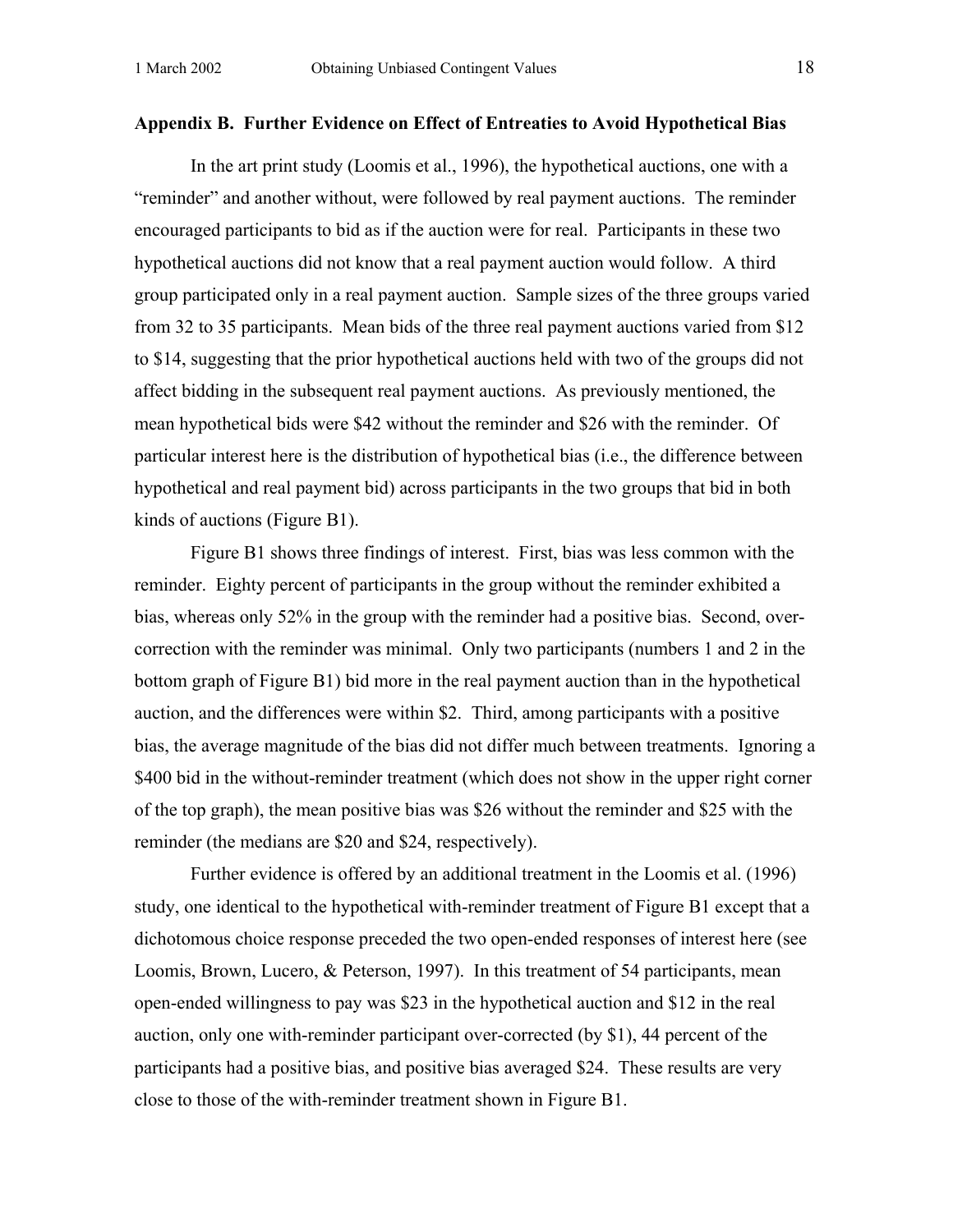### Appendix B. Further Evidence on Effect of Entreaties to Avoid Hypothetical Bias

In the art print study (Loomis et al., 1996), the hypothetical auctions, one with a "reminder" and another without, were followed by real payment auctions. The reminder encouraged participants to bid as if the auction were for real. Participants in these two hypothetical auctions did not know that a real payment auction would follow. A third group participated only in a real payment auction. Sample sizes of the three groups varied from 32 to 35 participants. Mean bids of the three real payment auctions varied from $12 to $14, suggesting that the prior hypothetical auctions held with two of the groups did not affect bidding in the subsequent real payment auctions. As previously mentioned, the mean hypothetical bids were $42 without the reminder and $26 with the reminder. Of particular interest here is the distribution of hypothetical bias (i.e., the difference between hypothetical and real payment bid) across participants in the two groups that bid in both kinds of auctions (Figure B1).

Figure B1 shows three findings of interest. First, bias was less common with the reminder. Eighty percent of participants in the group without the reminder exhibited a bias, whereas only 52% in the group with the reminder had a positive bias. Second, over-correction with the reminder was minimal. Only two participants (numbers 1 and 2 in the bottom graph of Figure B1) bid more in the real payment auction than in the hypothetical auction, and the differences were within $2. Third, among participants with a positive bias, the average magnitude of the bias did not differ much between treatments. Ignoring a $400 bid in the without-reminder treatment (which does not show in the upper right corner of the top graph), the mean positive bias was $26 without the reminder and $25 with the reminder (the medians are $20 and $24, respectively).

Further evidence is offered by an additional treatment in the Loomis et al. (1996) study, one identical to the hypothetical with-reminder treatment of Figure B1 except that a dichotomous choice response preceded the two open-ended responses of interest here (see Loomis, Brown, Lucero, & Peterson, 1997). In this treatment of 54 participants, mean open-ended willingness to pay was $23 in the hypothetical auction and $12 in the real auction, only one with-reminder participant over-corrected (by $1), 44 percent of the participants had a positive bias, and positive bias averaged $24. These results are very close to those of the with-reminder treatment shown in Figure B1.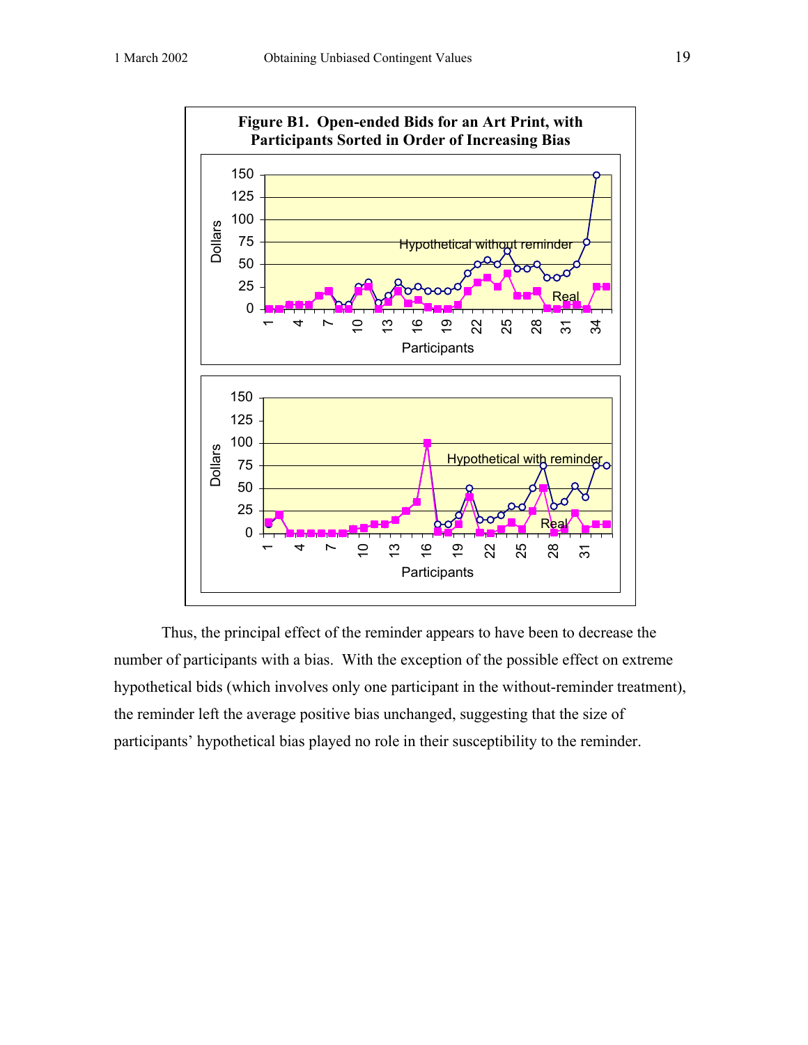**Figure B1. Open-ended Bids for an Art Print, with Participants Sorted in Order of Increasing Bias**

Dollars
150
125
100
75
50
25
0
1 4 7 10 13 16 19 22 25 28 31 34
Participants
Hypothetical without reminder
Real

Dollars
150
125
100
75
50
25
0
1 4 7 10 13 16 19 22 25 28 31
Participants
Hypothetical with reminder
Real

Thus, the principal effect of the reminder appears to have been to decrease the number of participants with a bias. With the exception of the possible effect on extreme hypothetical bids (which involves only one participant in the without-reminder treatment), the reminder left the average positive bias unchanged, suggesting that the size of participants' hypothetical bias played no role in their susceptibility to the reminder.